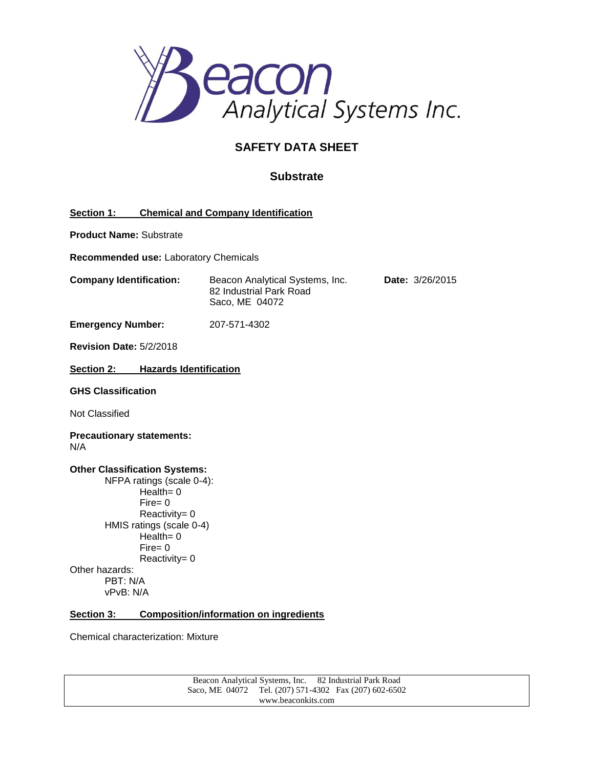Beacon Analytical Systems Inc.

# SAFETY DATA SHEET

## Substrate

### Section 1: Chemical and Company Identification

**Product Name:** Substrate

**Recommended use:** Laboratory Chemicals

**Company Identification:** Beacon Analytical Systems, Inc.
82 Industrial Park Road
Saco, ME 04072

**Date:** 3/26/2015

**Emergency Number:** 207-571-4302

**Revision Date:** 5/2/2018

### Section 2: Hazards Identification

**GHS Classification**

Not Classified

**Precautionary statements:**
N/A

**Other Classification Systems:**

- NFPA ratings (scale 0-4):
  - Health= 0
  - Fire= 0
  - Reactivity= 0
- HMIS ratings (scale 0-4)
  - Health= 0
  - Fire= 0
  - Reactivity= 0

Other hazards:

- PBT: N/A
- vPvB: N/A

### Section 3: Composition/information on ingredients

Chemical characterization: Mixture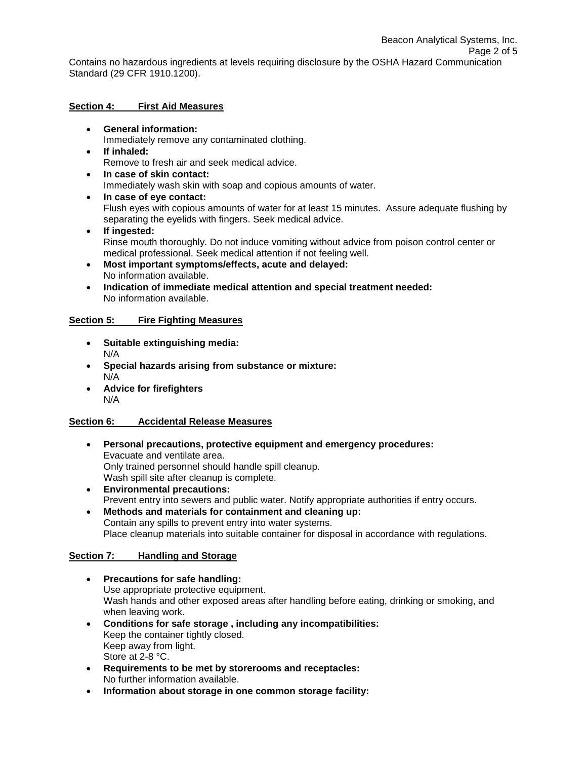Contains no hazardous ingredients at levels requiring disclosure by the OSHA Hazard Communication Standard (29 CFR 1910.1200).

## Section 4: First Aid Measures

- **General information:**
  Immediately remove any contaminated clothing.
- **If inhaled:**
  Remove to fresh air and seek medical advice.
- **In case of skin contact:**
  Immediately wash skin with soap and copious amounts of water.
- **In case of eye contact:**
  Flush eyes with copious amounts of water for at least 15 minutes. Assure adequate flushing by separating the eyelids with fingers. Seek medical advice.
- **If ingested:**
  Rinse mouth thoroughly. Do not induce vomiting without advice from poison control center or medical professional. Seek medical attention if not feeling well.
- **Most important symptoms/effects, acute and delayed:**
  No information available.
- **Indication of immediate medical attention and special treatment needed:**
  No information available.

## Section 5: Fire Fighting Measures

- **Suitable extinguishing media:**
  N/A
- **Special hazards arising from substance or mixture:**
  N/A
- **Advice for firefighters**
  N/A

## Section 6: Accidental Release Measures

- **Personal precautions, protective equipment and emergency procedures:**
  Evacuate and ventilate area.
  Only trained personnel should handle spill cleanup.
  Wash spill site after cleanup is complete.
- **Environmental precautions:**
  Prevent entry into sewers and public water. Notify appropriate authorities if entry occurs.
- **Methods and materials for containment and cleaning up:**
  Contain any spills to prevent entry into water systems.
  Place cleanup materials into suitable container for disposal in accordance with regulations.

## Section 7: Handling and Storage

- **Precautions for safe handling:**
  Use appropriate protective equipment.
  Wash hands and other exposed areas after handling before eating, drinking or smoking, and when leaving work.
- **Conditions for safe storage , including any incompatibilities:**
  Keep the container tightly closed.
  Keep away from light.
  Store at 2-8 °C.
- **Requirements to be met by storerooms and receptacles:**
  No further information available.
- **Information about storage in one common storage facility:**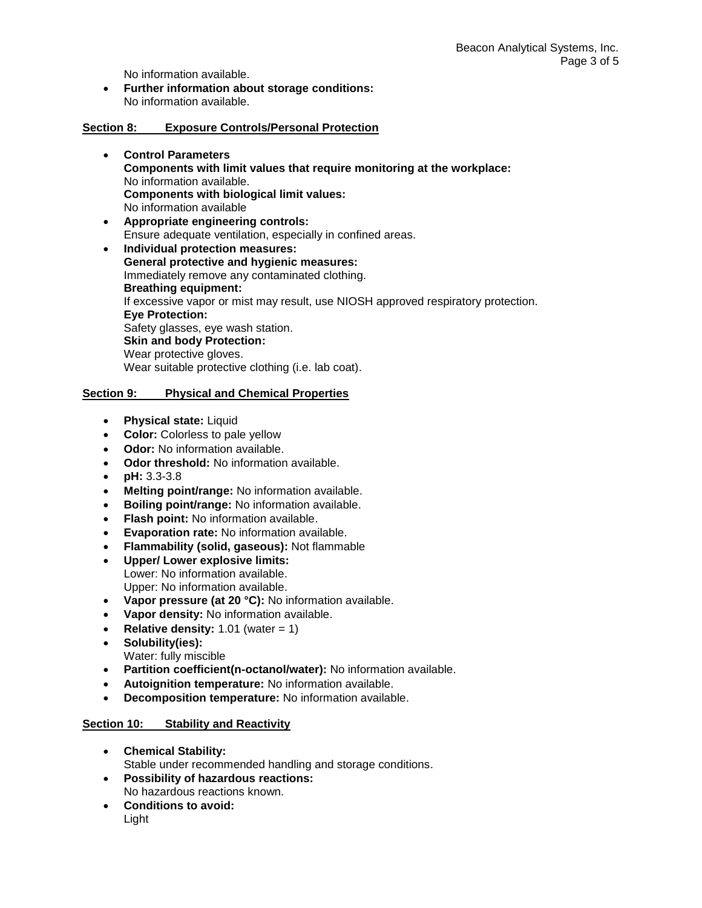No information available.

- **Further information about storage conditions:**
  No information available.

## Section 8: Exposure Controls/Personal Protection

- **Control Parameters**
  **Components with limit values that require monitoring at the workplace:**
  No information available.
  **Components with biological limit values:**
  No information available
- **Appropriate engineering controls:**
  Ensure adequate ventilation, especially in confined areas.
- **Individual protection measures:**
  **General protective and hygienic measures:**
  Immediately remove any contaminated clothing.
  **Breathing equipment:**
  If excessive vapor or mist may result, use NIOSH approved respiratory protection.
  **Eye Protection:**
  Safety glasses, eye wash station.
  **Skin and body Protection:**
  Wear protective gloves.
  Wear suitable protective clothing (i.e. lab coat).

## Section 9: Physical and Chemical Properties

- **Physical state:** Liquid
- **Color:** Colorless to pale yellow
- **Odor:** No information available.
- **Odor threshold:** No information available.
- **pH:** 3.3-3.8
- **Melting point/range:** No information available.
- **Boiling point/range:** No information available.
- **Flash point:** No information available.
- **Evaporation rate:** No information available.
- **Flammability (solid, gaseous):** Not flammable
- **Upper/ Lower explosive limits:**
  Lower: No information available.
  Upper: No information available.
- **Vapor pressure (at 20 °C):** No information available.
- **Vapor density:** No information available.
- **Relative density:** 1.01 (water = 1)
- **Solubility(ies):**
  Water: fully miscible
- **Partition coefficient(n-octanol/water):** No information available.
- **Autoignition temperature:** No information available.
- **Decomposition temperature:** No information available.

## Section 10: Stability and Reactivity

- **Chemical Stability:**
  Stable under recommended handling and storage conditions.
- **Possibility of hazardous reactions:**
  No hazardous reactions known.
- **Conditions to avoid:**
  Light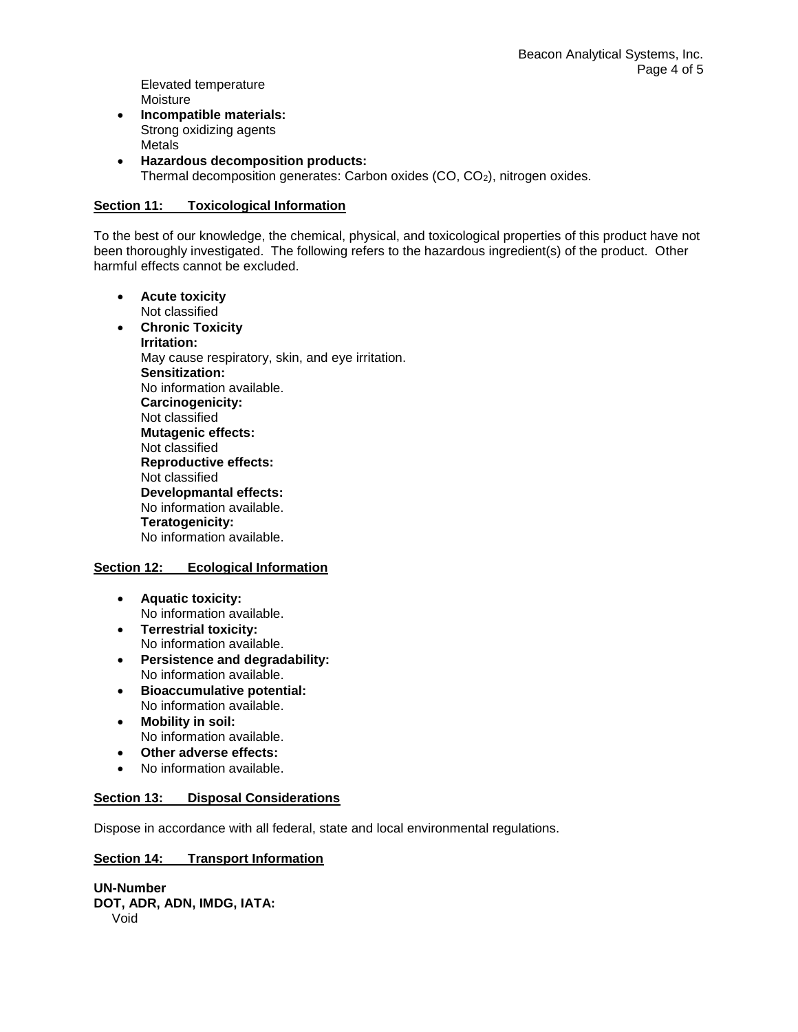Elevated temperature
Moisture

- **Incompatible materials:**
  Strong oxidizing agents
  Metals
- **Hazardous decomposition products:**
  Thermal decomposition generates: Carbon oxides (CO, $CO_2$), nitrogen oxides.

## Section 11: Toxicological Information

To the best of our knowledge, the chemical, physical, and toxicological properties of this product have not been thoroughly investigated. The following refers to the hazardous ingredient(s) of the product. Other harmful effects cannot be excluded.

- **Acute toxicity**
  Not classified
- **Chronic Toxicity**
  **Irritation:**
  May cause respiratory, skin, and eye irritation.
  **Sensitization:**
  No information available.
  **Carcinogenicity:**
  Not classified
  **Mutagenic effects:**
  Not classified
  **Reproductive effects:**
  Not classified
  **Developmantal effects:**
  No information available.
  **Teratogenicity:**
  No information available.

## Section 12: Ecological Information

- **Aquatic toxicity:**
  No information available.
- **Terrestrial toxicity:**
  No information available.
- **Persistence and degradability:**
  No information available.
- **Bioaccumulative potential:**
  No information available.
- **Mobility in soil:**
  No information available.
- **Other adverse effects:**
- No information available.

## Section 13: Disposal Considerations

Dispose in accordance with all federal, state and local environmental regulations.

## Section 14: Transport Information

**UN-Number**
**DOT, ADR, ADN, IMDG, IATA:**
Void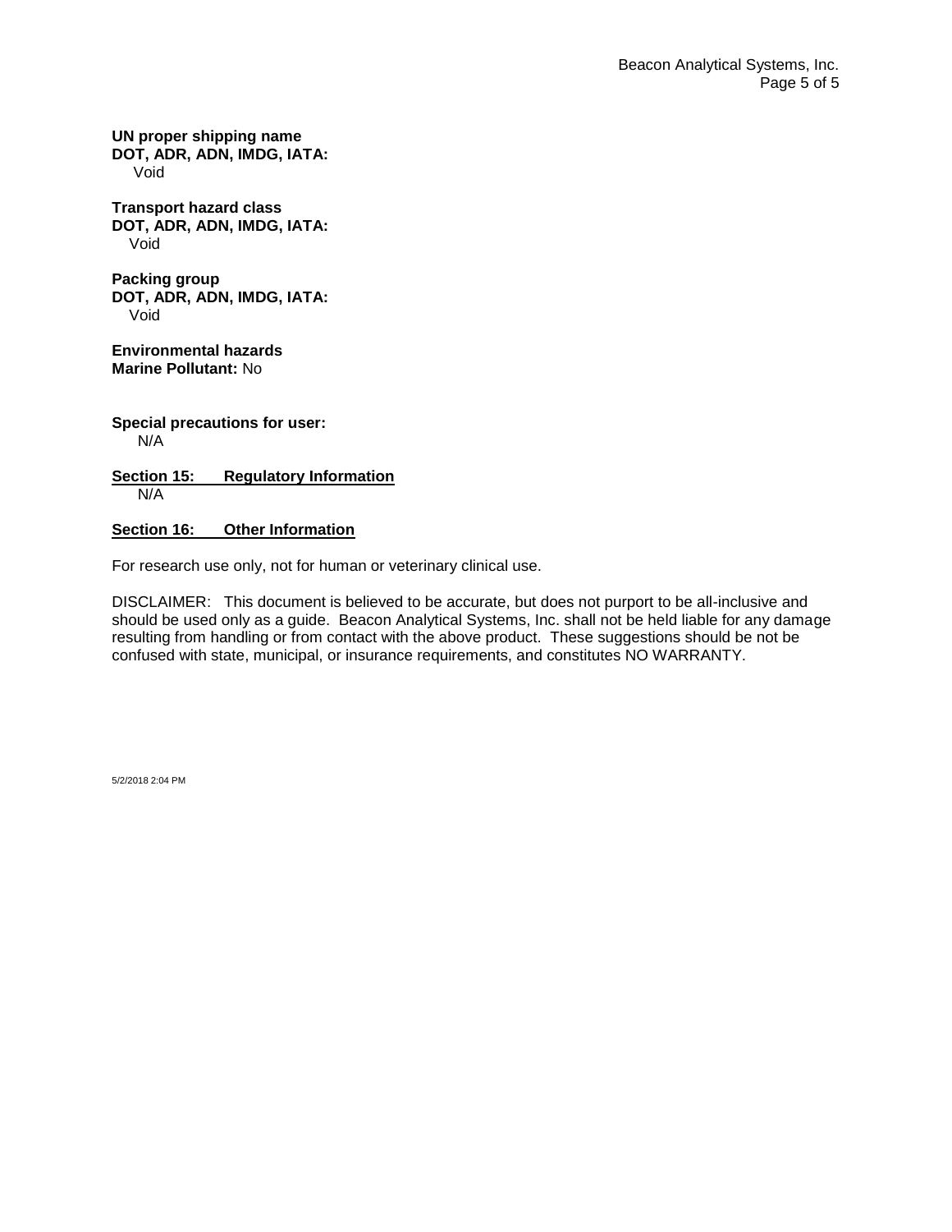**UN proper shipping name**
**DOT, ADR, ADN, IMDG, IATA:**
Void

**Transport hazard class**
**DOT, ADR, ADN, IMDG, IATA:**
Void

**Packing group**
**DOT, ADR, ADN, IMDG, IATA:**
Void

**Environmental hazards**
**Marine Pollutant:** No

**Special precautions for user:**
N/A

## Section 15: Regulatory Information

N/A

## Section 16: Other Information

For research use only, not for human or veterinary clinical use.

DISCLAIMER: This document is believed to be accurate, but does not purport to be all-inclusive and should be used only as a guide. Beacon Analytical Systems, Inc. shall not be held liable for any damage resulting from handling or from contact with the above product. These suggestions should be not be confused with state, municipal, or insurance requirements, and constitutes NO WARRANTY.

5/2/2018 2:04 PM